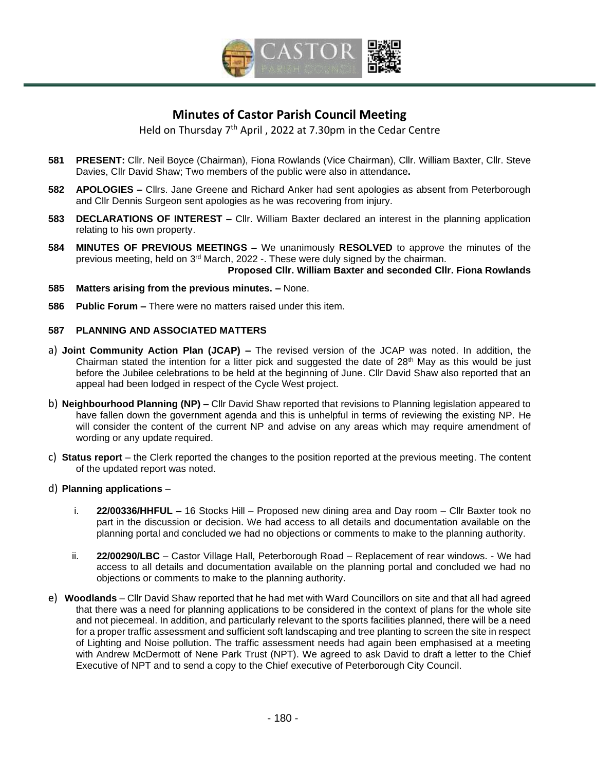# Minutes of Castor Parish Council Meeting

Held on Thursday 7th April , 2022 at 7.30pm in the Cedar Centre

**581 PRESENT:** Cllr. Neil Boyce (Chairman), Fiona Rowlands (Vice Chairman), Cllr. William Baxter, Cllr. Steve Davies, Cllr David Shaw; Two members of the public were also in attendance**.**

**582 APOLOGIES –** Cllrs. Jane Greene and Richard Anker had sent apologies as absent from Peterborough and Cllr Dennis Surgeon sent apologies as he was recovering from injury.

**583 DECLARATIONS OF INTEREST –** Cllr. William Baxter declared an interest in the planning application relating to his own property.

**584 MINUTES OF PREVIOUS MEETINGS –** We unanimously **RESOLVED** to approve the minutes of the previous meeting, held on 3rd March, 2022 -. These were duly signed by the chairman.

**Proposed Cllr. William Baxter and seconded Cllr. Fiona Rowlands**

**585 Matters arising from the previous minutes. –** None.

**586 Public Forum –** There were no matters raised under this item.

**587 PLANNING AND ASSOCIATED MATTERS**

a) **Joint Community Action Plan (JCAP) –** The revised version of the JCAP was noted. In addition, the Chairman stated the intention for a litter pick and suggested the date of 28th May as this would be just before the Jubilee celebrations to be held at the beginning of June. Cllr David Shaw also reported that an appeal had been lodged in respect of the Cycle West project.

b) **Neighbourhood Planning (NP) –** Cllr David Shaw reported that revisions to Planning legislation appeared to have fallen down the government agenda and this is unhelpful in terms of reviewing the existing NP. He will consider the content of the current NP and advise on any areas which may require amendment of wording or any update required.

c) **Status report** – the Clerk reported the changes to the position reported at the previous meeting. The content of the updated report was noted.

d) **Planning applications** –

i. **22/00336/HHFUL –** 16 Stocks Hill – Proposed new dining area and Day room – Cllr Baxter took no part in the discussion or decision. We had access to all details and documentation available on the planning portal and concluded we had no objections or comments to make to the planning authority.

ii. **22/00290/LBC** – Castor Village Hall, Peterborough Road – Replacement of rear windows. - We had access to all details and documentation available on the planning portal and concluded we had no objections or comments to make to the planning authority.

e) **Woodlands** – Cllr David Shaw reported that he had met with Ward Councillors on site and that all had agreed that there was a need for planning applications to be considered in the context of plans for the whole site and not piecemeal. In addition, and particularly relevant to the sports facilities planned, there will be a need for a proper traffic assessment and sufficient soft landscaping and tree planting to screen the site in respect of Lighting and Noise pollution. The traffic assessment needs had again been emphasised at a meeting with Andrew McDermott of Nene Park Trust (NPT). We agreed to ask David to draft a letter to the Chief Executive of NPT and to send a copy to the Chief executive of Peterborough City Council.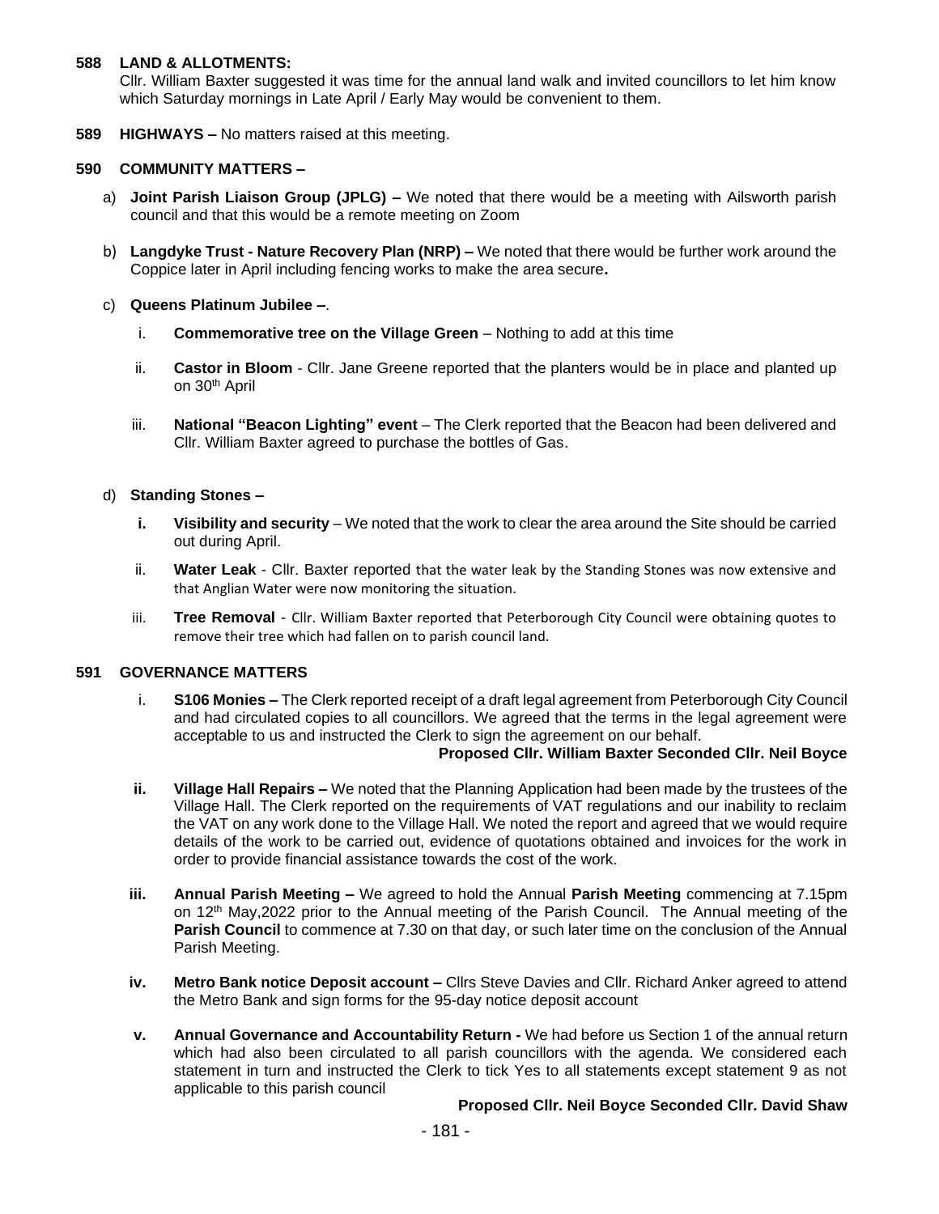**588 LAND & ALLOTMENTS:**

Cllr. William Baxter suggested it was time for the annual land walk and invited councillors to let him know which Saturday mornings in Late April / Early May would be convenient to them.

**589 HIGHWAYS –** No matters raised at this meeting.

**590 COMMUNITY MATTERS –**

a) **Joint Parish Liaison Group (JPLG) –** We noted that there would be a meeting with Ailsworth parish council and that this would be a remote meeting on Zoom

b) **Langdyke Trust - Nature Recovery Plan (NRP) –** We noted that there would be further work around the Coppice later in April including fencing works to make the area secure**.**

c) **Queens Platinum Jubilee –**.

i. **Commemorative tree on the Village Green** – Nothing to add at this time

ii. **Castor in Bloom** - Cllr. Jane Greene reported that the planters would be in place and planted up on 30th April

iii. **National "Beacon Lighting" event** – The Clerk reported that the Beacon had been delivered and Cllr. William Baxter agreed to purchase the bottles of Gas.

d) **Standing Stones –**

**i.** **Visibility and security** – We noted that the work to clear the area around the Site should be carried out during April.

ii. **Water Leak** - Cllr. Baxter reported that the water leak by the Standing Stones was now extensive and that Anglian Water were now monitoring the situation.

iii. **Tree Removal** - Cllr. William Baxter reported that Peterborough City Council were obtaining quotes to remove their tree which had fallen on to parish council land.

**591 GOVERNANCE MATTERS**

i. **S106 Monies –** The Clerk reported receipt of a draft legal agreement from Peterborough City Council and had circulated copies to all councillors. We agreed that the terms in the legal agreement were acceptable to us and instructed the Clerk to sign the agreement on our behalf.

**Proposed Cllr. William Baxter Seconded Cllr. Neil Boyce**

**ii.** **Village Hall Repairs –** We noted that the Planning Application had been made by the trustees of the Village Hall. The Clerk reported on the requirements of VAT regulations and our inability to reclaim the VAT on any work done to the Village Hall. We noted the report and agreed that we would require details of the work to be carried out, evidence of quotations obtained and invoices for the work in order to provide financial assistance towards the cost of the work.

**iii.** **Annual Parish Meeting –** We agreed to hold the Annual **Parish Meeting** commencing at 7.15pm on 12th May,2022 prior to the Annual meeting of the Parish Council. The Annual meeting of the **Parish Council** to commence at 7.30 on that day, or such later time on the conclusion of the Annual Parish Meeting.

**iv.** **Metro Bank notice Deposit account –** Cllrs Steve Davies and Cllr. Richard Anker agreed to attend the Metro Bank and sign forms for the 95-day notice deposit account

**v.** **Annual Governance and Accountability Return -** We had before us Section 1 of the annual return which had also been circulated to all parish councillors with the agenda. We considered each statement in turn and instructed the Clerk to tick Yes to all statements except statement 9 as not applicable to this parish council

**Proposed Cllr. Neil Boyce Seconded Cllr. David Shaw**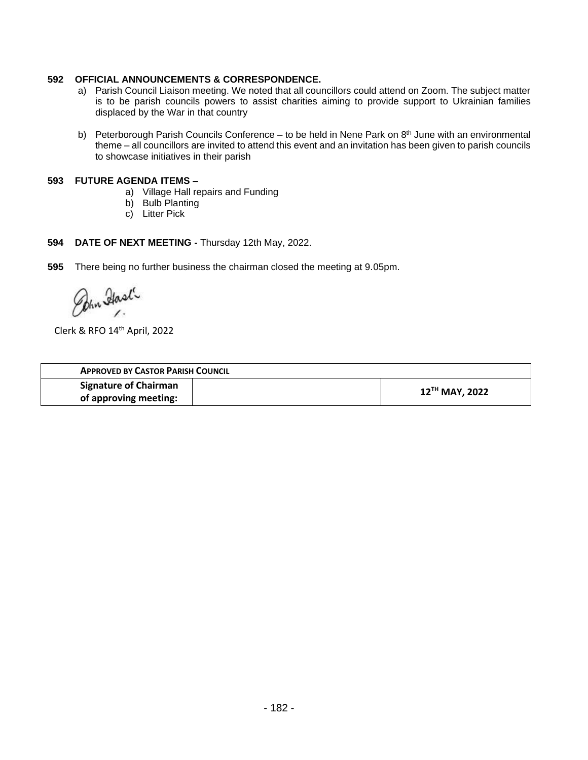**592 OFFICIAL ANNOUNCEMENTS & CORRESPONDENCE.**

a) Parish Council Liaison meeting. We noted that all councillors could attend on Zoom. The subject matter is to be parish councils powers to assist charities aiming to provide support to Ukrainian families displaced by the War in that country

b) Peterborough Parish Councils Conference – to be held in Nene Park on 8th June with an environmental theme – all councillors are invited to attend this event and an invitation has been given to parish councils to showcase initiatives in their parish

**593 FUTURE AGENDA ITEMS –**

a) Village Hall repairs and Funding
b) Bulb Planting
c) Litter Pick

**594 DATE OF NEXT MEETING -** Thursday 12th May, 2022.

**595** There being no further business the chairman closed the meeting at 9.05pm.

Clerk & RFO 14th April, 2022

| **APPROVED BY CASTOR PARISH COUNCIL** | | |
|---|---|---|
| **Signature of Chairman of approving meeting:** | | **12TH MAY, 2022** |